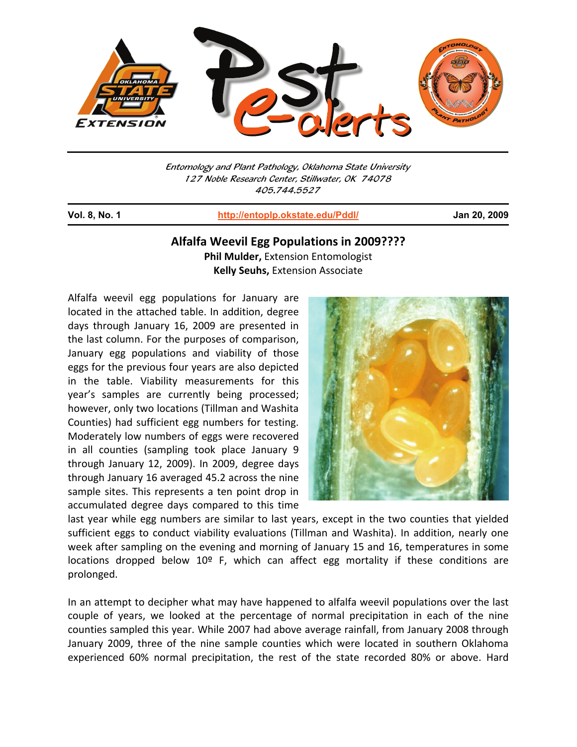Entomology and Plant Pathology, Oklahoma State University
127 Noble Research Center, Stillwater, OK 74078
405.744.5527

| Vol. 8, No. 1 | http://entoplp.okstate.edu/Pddl/ | Jan 20, 2009 |
|---|---|---|

## Alfalfa Weevil Egg Populations in 2009????

**Phil Mulder,** Extension Entomologist
**Kelly Seuhs,** Extension Associate

Alfalfa weevil egg populations for January are located in the attached table. In addition, degree days through January 16, 2009 are presented in the last column. For the purposes of comparison, January egg populations and viability of those eggs for the previous four years are also depicted in the table. Viability measurements for this year's samples are currently being processed; however, only two locations (Tillman and Washita Counties) had sufficient egg numbers for testing. Moderately low numbers of eggs were recovered in all counties (sampling took place January 9 through January 12, 2009). In 2009, degree days through January 16 averaged 45.2 across the nine sample sites. This represents a ten point drop in accumulated degree days compared to this time last year while egg numbers are similar to last years, except in the two counties that yielded sufficient eggs to conduct viability evaluations (Tillman and Washita). In addition, nearly one week after sampling on the evening and morning of January 15 and 16, temperatures in some locations dropped below 10º F, which can affect egg mortality if these conditions are prolonged.

In an attempt to decipher what may have happened to alfalfa weevil populations over the last couple of years, we looked at the percentage of normal precipitation in each of the nine counties sampled this year. While 2007 had above average rainfall, from January 2008 through January 2009, three of the nine sample counties which were located in southern Oklahoma experienced 60% normal precipitation, the rest of the state recorded 80% or above. Hard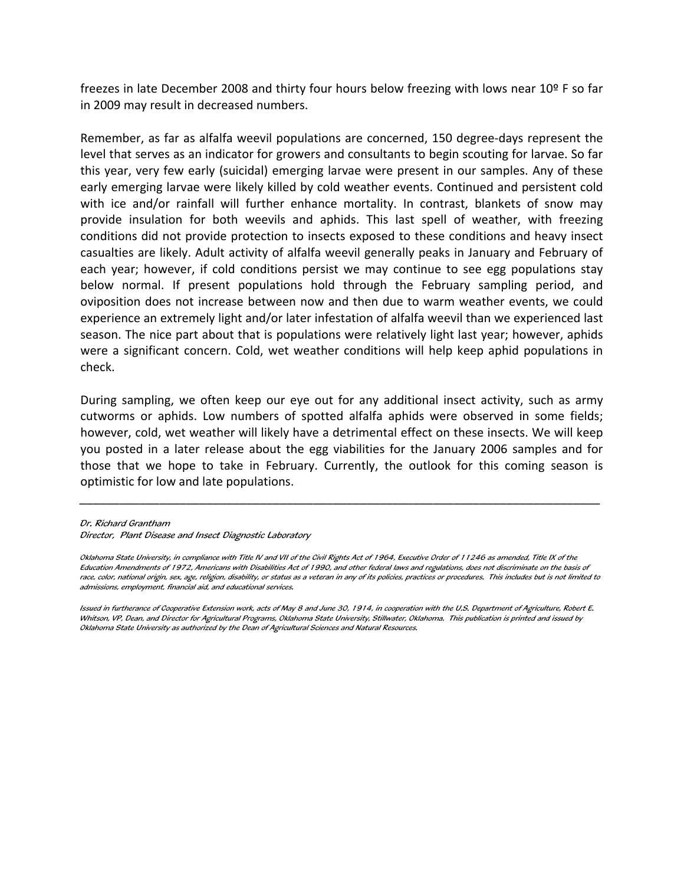freezes in late December 2008 and thirty four hours below freezing with lows near 10º F so far in 2009 may result in decreased numbers.

Remember, as far as alfalfa weevil populations are concerned, 150 degree-days represent the level that serves as an indicator for growers and consultants to begin scouting for larvae. So far this year, very few early (suicidal) emerging larvae were present in our samples. Any of these early emerging larvae were likely killed by cold weather events. Continued and persistent cold with ice and/or rainfall will further enhance mortality. In contrast, blankets of snow may provide insulation for both weevils and aphids. This last spell of weather, with freezing conditions did not provide protection to insects exposed to these conditions and heavy insect casualties are likely. Adult activity of alfalfa weevil generally peaks in January and February of each year; however, if cold conditions persist we may continue to see egg populations stay below normal. If present populations hold through the February sampling period, and oviposition does not increase between now and then due to warm weather events, we could experience an extremely light and/or later infestation of alfalfa weevil than we experienced last season. The nice part about that is populations were relatively light last year; however, aphids were a significant concern. Cold, wet weather conditions will help keep aphid populations in check.

During sampling, we often keep our eye out for any additional insect activity, such as army cutworms or aphids. Low numbers of spotted alfalfa aphids were observed in some fields; however, cold, wet weather will likely have a detrimental effect on these insects. We will keep you posted in a later release about the egg viabilities for the January 2006 samples and for those that we hope to take in February. Currently, the outlook for this coming season is optimistic for low and late populations.

---

*Dr. Richard Grantham*
*Director, Plant Disease and Insect Diagnostic Laboratory*

*Oklahoma State University, in compliance with Title IV and VII of the Civil Rights Act of 1964, Executive Order of 11246 as amended, Title IX of the Education Amendments of 1972, Americans with Disabilities Act of 1990, and other federal laws and regulations, does not discriminate on the basis of race, color, national origin, sex, age, religion, disability, or status as a veteran in any of its policies, practices or procedures. This includes but is not limited to admissions, employment, financial aid, and educational services.*

*Issued in furtherance of Cooperative Extension work, acts of May 8 and June 30, 1914, in cooperation with the U.S. Department of Agriculture, Robert E. Whitson, VP, Dean, and Director for Agricultural Programs, Oklahoma State University, Stillwater, Oklahoma. This publication is printed and issued by Oklahoma State University as authorized by the Dean of Agricultural Sciences and Natural Resources.*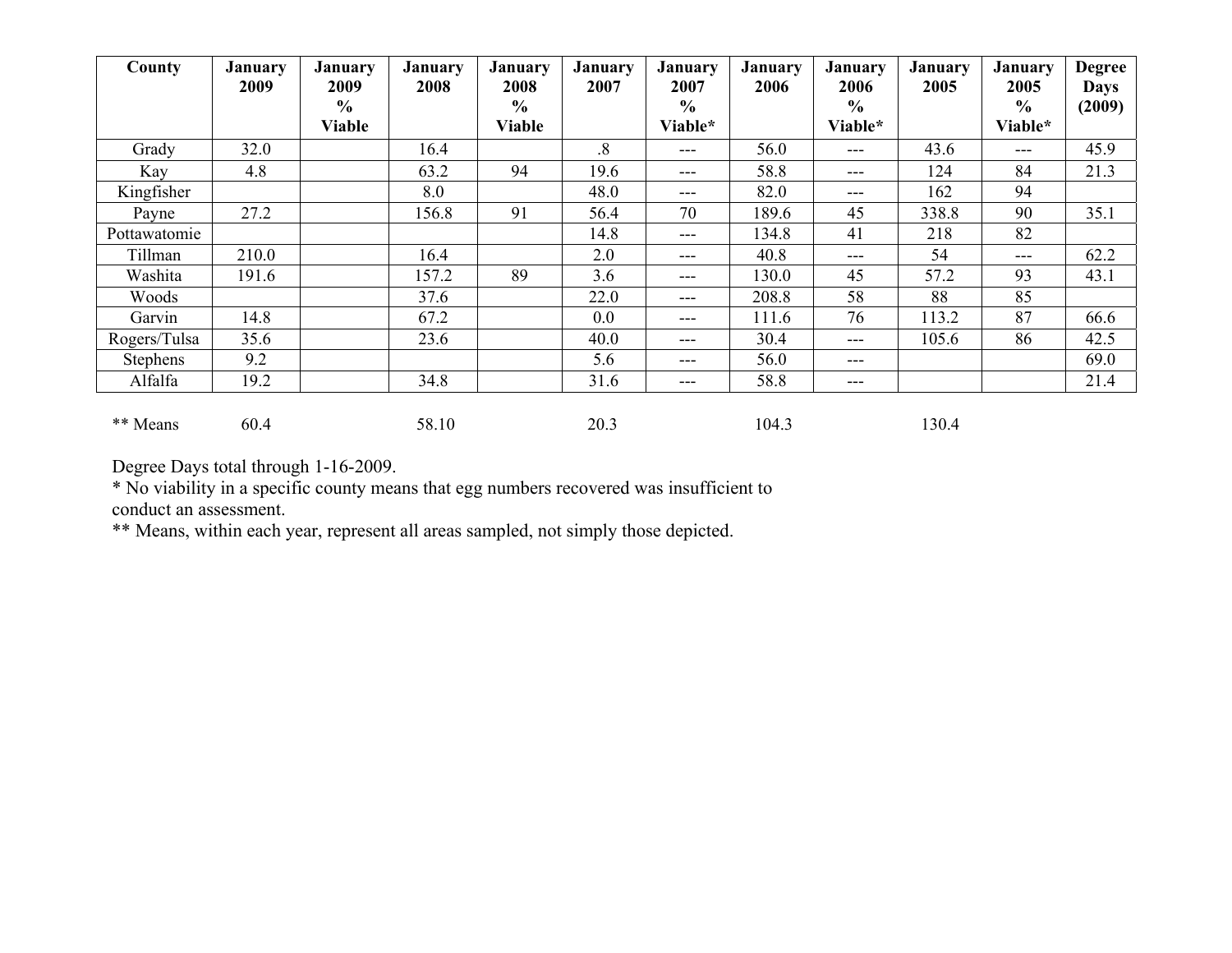| County | January 2009 | January 2009 % Viable | January 2008 | January 2008 % Viable | January 2007 | January 2007 % Viable* | January 2006 | January 2006 % Viable* | January 2005 | January 2005 % Viable* | Degree Days (2009) |
|---|---|---|---|---|---|---|---|---|---|---|---|
| Grady | 32.0 | | 16.4 | | .8 | --- | 56.0 | --- | 43.6 | --- | 45.9 |
| Kay | 4.8 | | 63.2 | 94 | 19.6 | --- | 58.8 | --- | 124 | 84 | 21.3 |
| Kingfisher | | | 8.0 | | 48.0 | --- | 82.0 | --- | 162 | 94 | |
| Payne | 27.2 | | 156.8 | 91 | 56.4 | 70 | 189.6 | 45 | 338.8 | 90 | 35.1 |
| Pottawatomie | | | | | 14.8 | --- | 134.8 | 41 | 218 | 82 | |
| Tillman | 210.0 | | 16.4 | | 2.0 | --- | 40.8 | --- | 54 | --- | 62.2 |
| Washita | 191.6 | | 157.2 | 89 | 3.6 | --- | 130.0 | 45 | 57.2 | 93 | 43.1 |
| Woods | | | 37.6 | | 22.0 | --- | 208.8 | 58 | 88 | 85 | |
| Garvin | 14.8 | | 67.2 | | 0.0 | --- | 111.6 | 76 | 113.2 | 87 | 66.6 |
| Rogers/Tulsa | 35.6 | | 23.6 | | 40.0 | --- | 30.4 | --- | 105.6 | 86 | 42.5 |
| Stephens | 9.2 | | | | 5.6 | --- | 56.0 | --- | | | 69.0 |
| Alfalfa | 19.2 | | 34.8 | | 31.6 | --- | 58.8 | --- | | | 21.4 |
| ** Means | 60.4 | | 58.10 | | 20.3 | | 104.3 | | 130.4 | | |

Degree Days total through 1-16-2009.

* No viability in a specific county means that egg numbers recovered was insufficient to conduct an assessment.

** Means, within each year, represent all areas sampled, not simply those depicted.